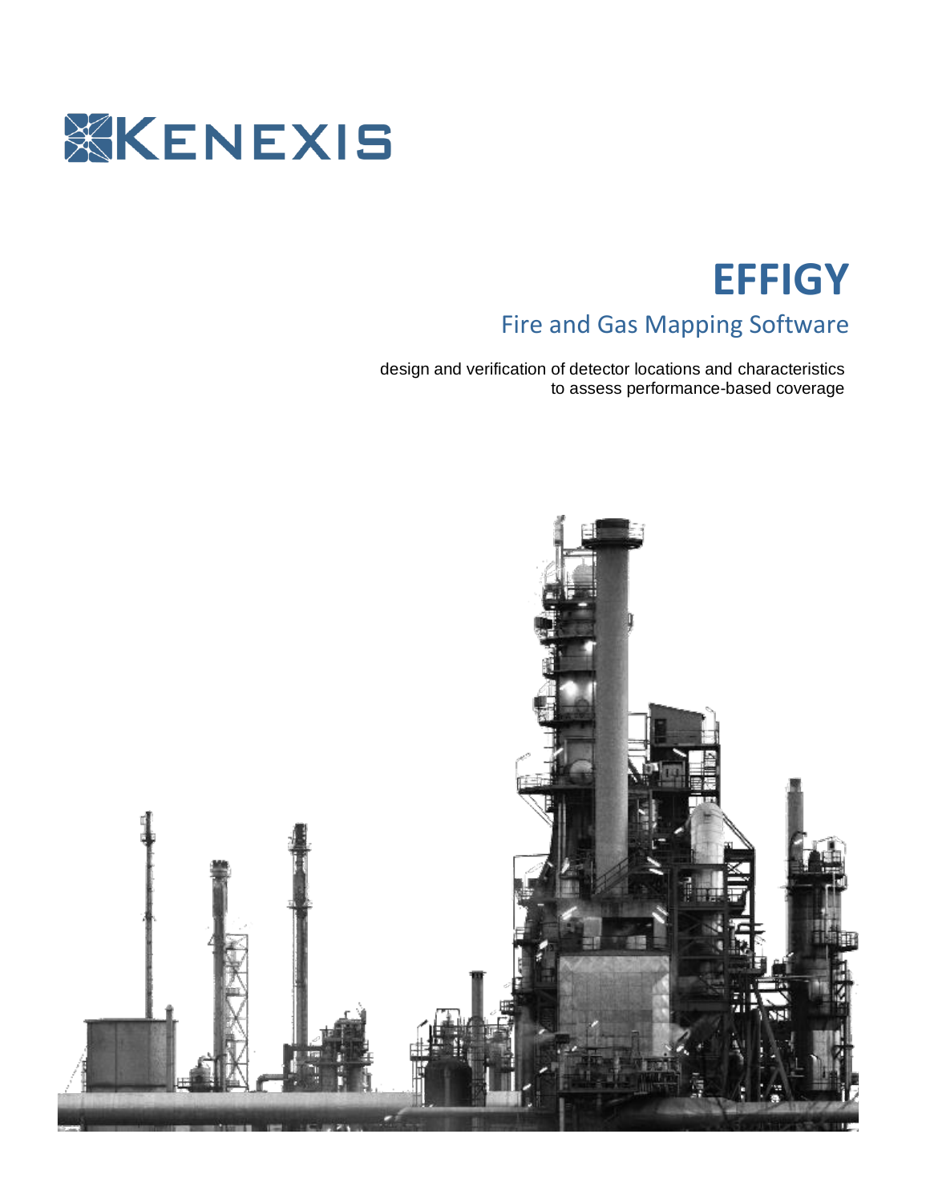KENEXIS

# EFFIGY

## Fire and Gas Mapping Software

design and verification of detector locations and characteristics to assess performance-based coverage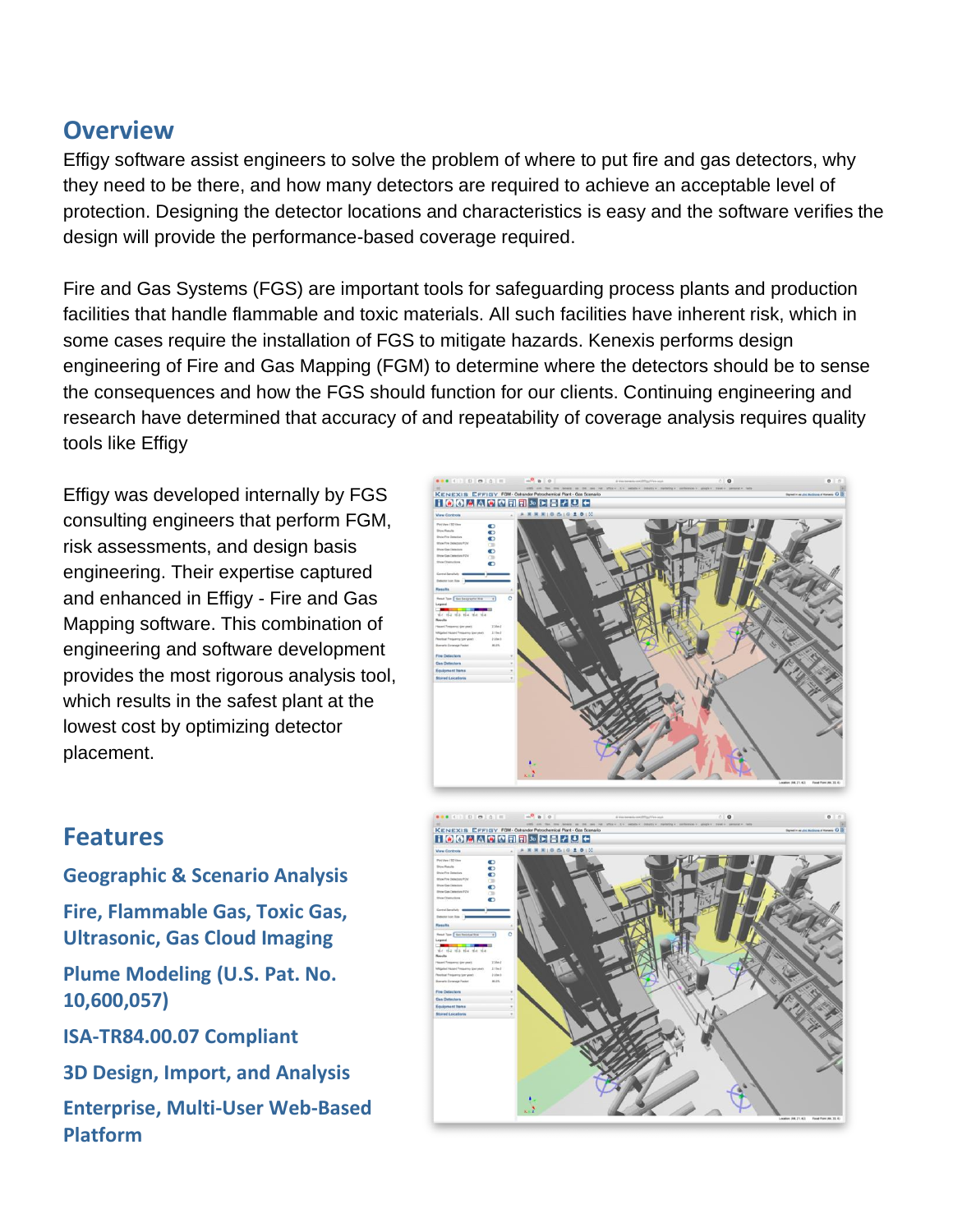## Overview

Effigy software assist engineers to solve the problem of where to put fire and gas detectors, why they need to be there, and how many detectors are required to achieve an acceptable level of protection. Designing the detector locations and characteristics is easy and the software verifies the design will provide the performance-based coverage required.

Fire and Gas Systems (FGS) are important tools for safeguarding process plants and production facilities that handle flammable and toxic materials. All such facilities have inherent risk, which in some cases require the installation of FGS to mitigate hazards. Kenexis performs design engineering of Fire and Gas Mapping (FGM) to determine where the detectors should be to sense the consequences and how the FGS should function for our clients. Continuing engineering and research have determined that accuracy of and repeatability of coverage analysis requires quality tools like Effigy

Effigy was developed internally by FGS consulting engineers that perform FGM, risk assessments, and design basis engineering. Their expertise captured and enhanced in Effigy - Fire and Gas Mapping software. This combination of engineering and software development provides the most rigorous analysis tool, which results in the safest plant at the lowest cost by optimizing detector placement.

## Features

### Geographic & Scenario Analysis

### Fire, Flammable Gas, Toxic Gas, Ultrasonic, Gas Cloud Imaging

### Plume Modeling (U.S. Pat. No. 10,600,057)

### ISA-TR84.00.07 Compliant

### 3D Design, Import, and Analysis

### Enterprise, Multi-User Web-Based Platform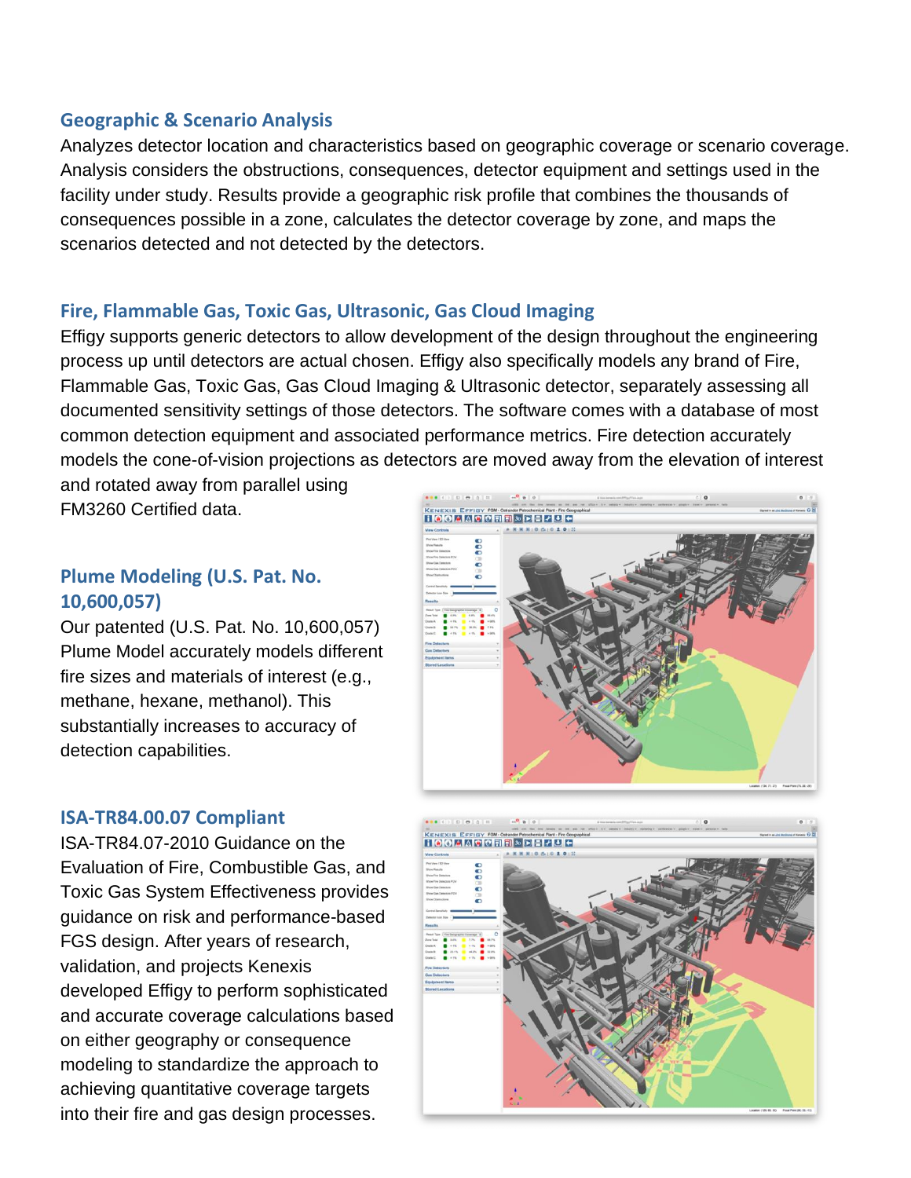## Geographic & Scenario Analysis

Analyzes detector location and characteristics based on geographic coverage or scenario coverage. Analysis considers the obstructions, consequences, detector equipment and settings used in the facility under study. Results provide a geographic risk profile that combines the thousands of consequences possible in a zone, calculates the detector coverage by zone, and maps the scenarios detected and not detected by the detectors.

## Fire, Flammable Gas, Toxic Gas, Ultrasonic, Gas Cloud Imaging

Effigy supports generic detectors to allow development of the design throughout the engineering process up until detectors are actual chosen. Effigy also specifically models any brand of Fire, Flammable Gas, Toxic Gas, Gas Cloud Imaging & Ultrasonic detector, separately assessing all documented sensitivity settings of those detectors. The software comes with a database of most common detection equipment and associated performance metrics. Fire detection accurately models the cone-of-vision projections as detectors are moved away from the elevation of interest and rotated away from parallel using FM3260 Certified data.

## Plume Modeling (U.S. Pat. No. 10,600,057)

Our patented (U.S. Pat. No. 10,600,057) Plume Model accurately models different fire sizes and materials of interest (e.g., methane, hexane, methanol). This substantially increases to accuracy of detection capabilities.

## ISA-TR84.00.07 Compliant

ISA-TR84.07-2010 Guidance on the Evaluation of Fire, Combustible Gas, and Toxic Gas System Effectiveness provides guidance on risk and performance-based FGS design. After years of research, validation, and projects Kenexis developed Effigy to perform sophisticated and accurate coverage calculations based on either geography or consequence modeling to standardize the approach to achieving quantitative coverage targets into their fire and gas design processes.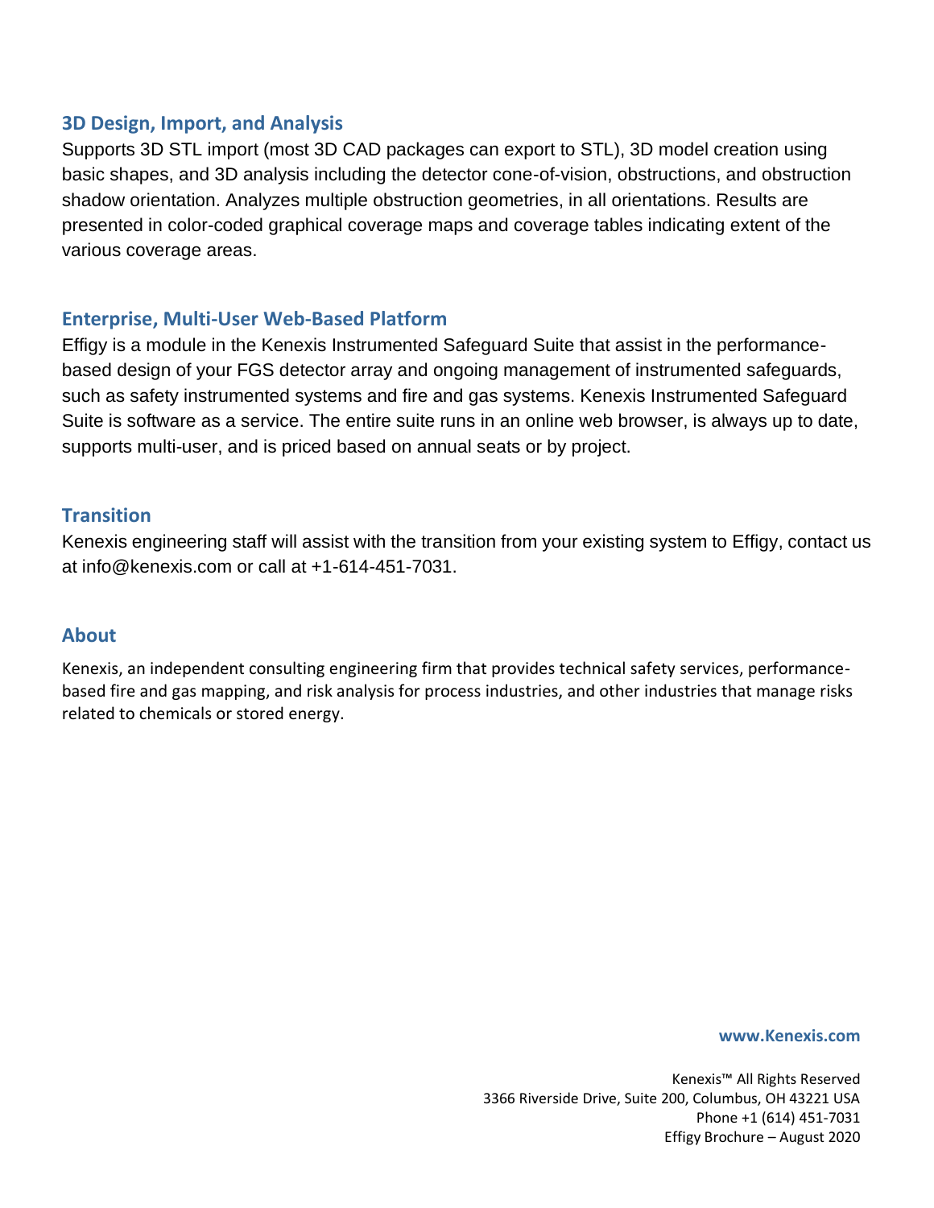### 3D Design, Import, and Analysis

Supports 3D STL import (most 3D CAD packages can export to STL), 3D model creation using basic shapes, and 3D analysis including the detector cone-of-vision, obstructions, and obstruction shadow orientation. Analyzes multiple obstruction geometries, in all orientations. Results are presented in color-coded graphical coverage maps and coverage tables indicating extent of the various coverage areas.

### Enterprise, Multi-User Web-Based Platform

Effigy is a module in the Kenexis Instrumented Safeguard Suite that assist in the performance-based design of your FGS detector array and ongoing management of instrumented safeguards, such as safety instrumented systems and fire and gas systems. Kenexis Instrumented Safeguard Suite is software as a service. The entire suite runs in an online web browser, is always up to date, supports multi-user, and is priced based on annual seats or by project.

### Transition

Kenexis engineering staff will assist with the transition from your existing system to Effigy, contact us at info@kenexis.com or call at +1-614-451-7031.

### About

Kenexis, an independent consulting engineering firm that provides technical safety services, performance-based fire and gas mapping, and risk analysis for process industries, and other industries that manage risks related to chemicals or stored energy.

**www.Kenexis.com**

Kenexis™ All Rights Reserved
3366 Riverside Drive, Suite 200, Columbus, OH 43221 USA
Phone +1 (614) 451-7031
Effigy Brochure – August 2020